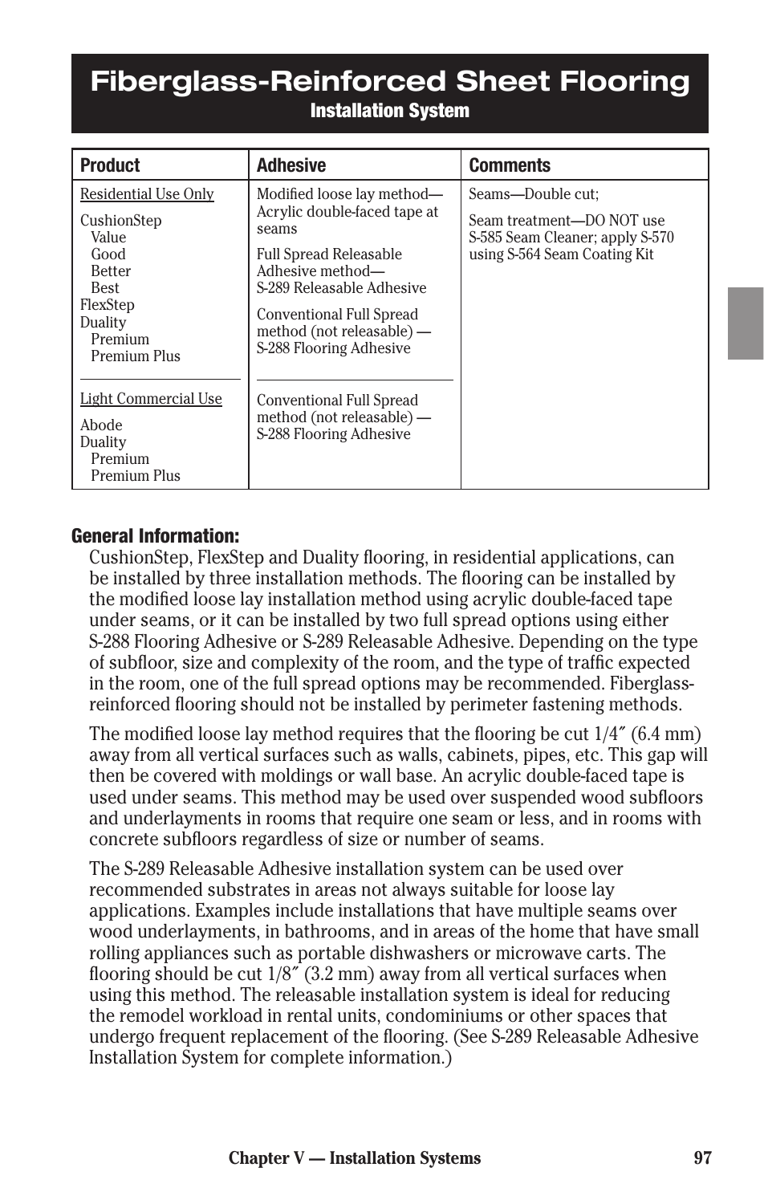# Fiberglass-Reinforced Sheet Flooring

## Installation System

| Product | Adhesive | Comments |
|---|---|---|
| Residential Use Only<br><br>CushionStep<br>Value<br>Good<br>Better<br>Best<br>FlexStep<br>Duality<br>Premium<br>Premium Plus | Modified loose lay method—Acrylic double-faced tape at seams<br><br>Full Spread Releasable Adhesive method—S-289 Releasable Adhesive<br><br>Conventional Full Spread method (not releasable) — S-288 Flooring Adhesive | Seams—Double cut;<br><br>Seam treatment—DO NOT use S-585 Seam Cleaner; apply S-570 using S-564 Seam Coating Kit |
| Light Commercial Use<br><br>Abode<br>Duality<br>Premium<br>Premium Plus | Conventional Full Spread method (not releasable) — S-288 Flooring Adhesive | |

**General Information:**

CushionStep, FlexStep and Duality flooring, in residential applications, can be installed by three installation methods. The flooring can be installed by the modified loose lay installation method using acrylic double-faced tape under seams, or it can be installed by two full spread options using either S-288 Flooring Adhesive or S-289 Releasable Adhesive. Depending on the type of subfloor, size and complexity of the room, and the type of traffic expected in the room, one of the full spread options may be recommended. Fiberglass-reinforced flooring should not be installed by perimeter fastening methods.

The modified loose lay method requires that the flooring be cut 1/4″ (6.4 mm) away from all vertical surfaces such as walls, cabinets, pipes, etc. This gap will then be covered with moldings or wall base. An acrylic double-faced tape is used under seams. This method may be used over suspended wood subfloors and underlayments in rooms that require one seam or less, and in rooms with concrete subfloors regardless of size or number of seams.

The S-289 Releasable Adhesive installation system can be used over recommended substrates in areas not always suitable for loose lay applications. Examples include installations that have multiple seams over wood underlayments, in bathrooms, and in areas of the home that have small rolling appliances such as portable dishwashers or microwave carts. The flooring should be cut 1/8″ (3.2 mm) away from all vertical surfaces when using this method. The releasable installation system is ideal for reducing the remodel workload in rental units, condominiums or other spaces that undergo frequent replacement of the flooring. (See S-289 Releasable Adhesive Installation System for complete information.)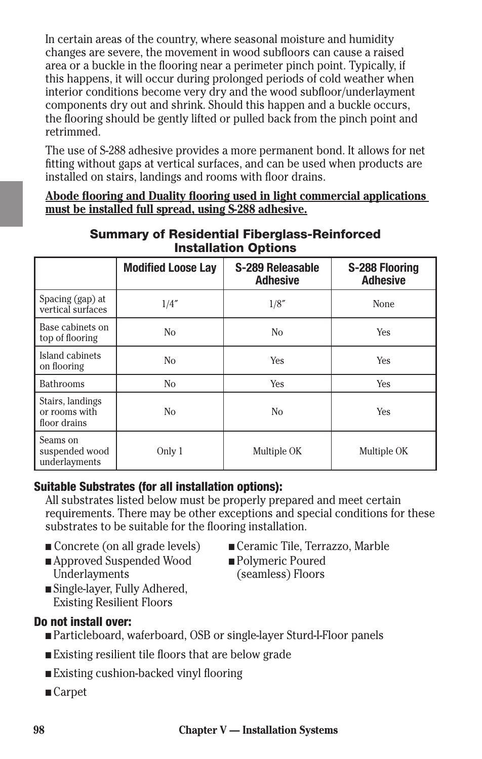In certain areas of the country, where seasonal moisture and humidity changes are severe, the movement in wood subfloors can cause a raised area or a buckle in the flooring near a perimeter pinch point. Typically, if this happens, it will occur during prolonged periods of cold weather when interior conditions become very dry and the wood subfloor/underlayment components dry out and shrink. Should this happen and a buckle occurs, the flooring should be gently lifted or pulled back from the pinch point and retrimmed.

The use of S-288 adhesive provides a more permanent bond. It allows for net fitting without gaps at vertical surfaces, and can be used when products are installed on stairs, landings and rooms with floor drains.

**<u>Abode flooring and Duality flooring used in light commercial applications must be installed full spread, using S-288 adhesive.</u>**

### Summary of Residential Fiberglass-Reinforced Installation Options

| | Modified Loose Lay | S-289 Releasable Adhesive | S-288 Flooring Adhesive |
|---|---|---|---|
| Spacing (gap) at vertical surfaces | 1/4″ | 1/8″ | None |
| Base cabinets on top of flooring | No | No | Yes |
| Island cabinets on flooring | No | Yes | Yes |
| Bathrooms | No | Yes | Yes |
| Stairs, landings or rooms with floor drains | No | No | Yes |
| Seams on suspended wood underlayments | Only 1 | Multiple OK | Multiple OK |

### Suitable Substrates (for all installation options):

All substrates listed below must be properly prepared and meet certain requirements. There may be other exceptions and special conditions for these substrates to be suitable for the flooring installation.

- Concrete (on all grade levels)
- Approved Suspended Wood Underlayments
- Single-layer, Fully Adhered, Existing Resilient Floors
- Ceramic Tile, Terrazzo, Marble
- Polymeric Poured (seamless) Floors

### Do not install over:

- Particleboard, waferboard, OSB or single-layer Sturd-I-Floor panels
- Existing resilient tile floors that are below grade
- Existing cushion-backed vinyl flooring
- Carpet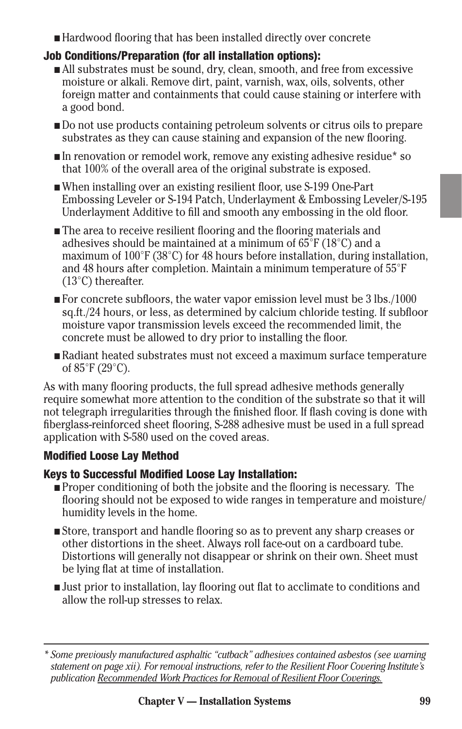- Hardwood flooring that has been installed directly over concrete

### Job Conditions/Preparation (for all installation options):

- All substrates must be sound, dry, clean, smooth, and free from excessive moisture or alkali. Remove dirt, paint, varnish, wax, oils, solvents, other foreign matter and containments that could cause staining or interfere with a good bond.
- Do not use products containing petroleum solvents or citrus oils to prepare substrates as they can cause staining and expansion of the new flooring.
- In renovation or remodel work, remove any existing adhesive residue* so that 100% of the overall area of the original substrate is exposed.
- When installing over an existing resilient floor, use S-199 One-Part Embossing Leveler or S-194 Patch, Underlayment & Embossing Leveler/S-195 Underlayment Additive to fill and smooth any embossing in the old floor.
- The area to receive resilient flooring and the flooring materials and adhesives should be maintained at a minimum of 65°F (18°C) and a maximum of 100°F (38°C) for 48 hours before installation, during installation, and 48 hours after completion. Maintain a minimum temperature of 55°F (13°C) thereafter.
- For concrete subfloors, the water vapor emission level must be 3 lbs./1000 sq.ft./24 hours, or less, as determined by calcium chloride testing. If subfloor moisture vapor transmission levels exceed the recommended limit, the concrete must be allowed to dry prior to installing the floor.
- Radiant heated substrates must not exceed a maximum surface temperature of 85°F (29°C).

As with many flooring products, the full spread adhesive methods generally require somewhat more attention to the condition of the substrate so that it will not telegraph irregularities through the finished floor. If flash coving is done with fiberglass-reinforced sheet flooring, S-288 adhesive must be used in a full spread application with S-580 used on the coved areas.

### Modified Loose Lay Method

### Keys to Successful Modified Loose Lay Installation:

- Proper conditioning of both the jobsite and the flooring is necessary. The flooring should not be exposed to wide ranges in temperature and moisture/humidity levels in the home.
- Store, transport and handle flooring so as to prevent any sharp creases or other distortions in the sheet. Always roll face-out on a cardboard tube. Distortions will generally not disappear or shrink on their own. Sheet must be lying flat at time of installation.
- Just prior to installation, lay flooring out flat to acclimate to conditions and allow the roll-up stresses to relax.

---

*\* Some previously manufactured asphaltic "cutback" adhesives contained asbestos (see warning statement on page xii). For removal instructions, refer to the Resilient Floor Covering Institute's publication Recommended Work Practices for Removal of Resilient Floor Coverings.*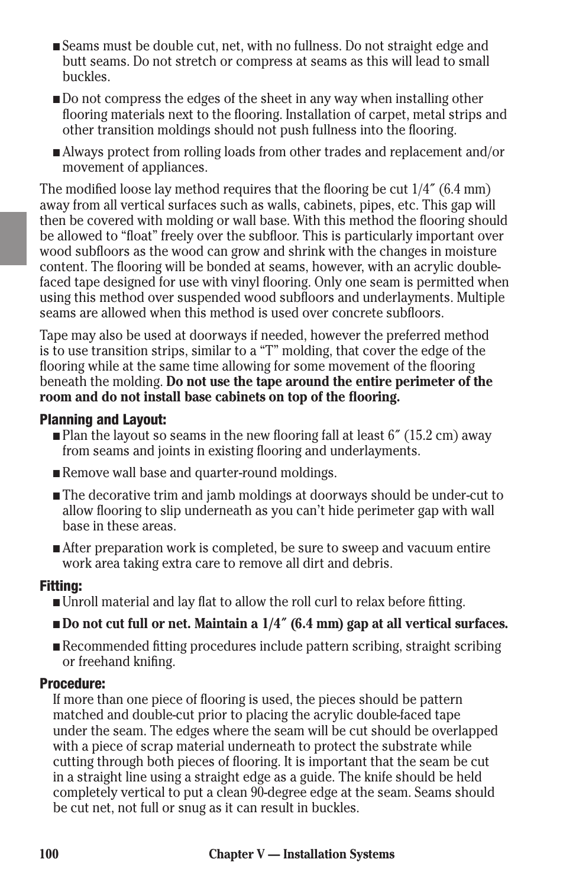- Seams must be double cut, net, with no fullness. Do not straight edge and butt seams. Do not stretch or compress at seams as this will lead to small buckles.
- Do not compress the edges of the sheet in any way when installing other flooring materials next to the flooring. Installation of carpet, metal strips and other transition moldings should not push fullness into the flooring.
- Always protect from rolling loads from other trades and replacement and/or movement of appliances.

The modified loose lay method requires that the flooring be cut 1/4″ (6.4 mm) away from all vertical surfaces such as walls, cabinets, pipes, etc. This gap will then be covered with molding or wall base. With this method the flooring should be allowed to "float" freely over the subfloor. This is particularly important over wood subfloors as the wood can grow and shrink with the changes in moisture content. The flooring will be bonded at seams, however, with an acrylic double-faced tape designed for use with vinyl flooring. Only one seam is permitted when using this method over suspended wood subfloors and underlayments. Multiple seams are allowed when this method is used over concrete subfloors.

Tape may also be used at doorways if needed, however the preferred method is to use transition strips, similar to a "T" molding, that cover the edge of the flooring while at the same time allowing for some movement of the flooring beneath the molding. **Do not use the tape around the entire perimeter of the room and do not install base cabinets on top of the flooring.**

#### Planning and Layout:

- Plan the layout so seams in the new flooring fall at least 6″ (15.2 cm) away from seams and joints in existing flooring and underlayments.
- Remove wall base and quarter-round moldings.
- The decorative trim and jamb moldings at doorways should be under-cut to allow flooring to slip underneath as you can't hide perimeter gap with wall base in these areas.
- After preparation work is completed, be sure to sweep and vacuum entire work area taking extra care to remove all dirt and debris.

#### Fitting:

- Unroll material and lay flat to allow the roll curl to relax before fitting.
- **Do not cut full or net. Maintain a 1/4″ (6.4 mm) gap at all vertical surfaces.**
- Recommended fitting procedures include pattern scribing, straight scribing or freehand knifing.

#### Procedure:

If more than one piece of flooring is used, the pieces should be pattern matched and double-cut prior to placing the acrylic double-faced tape under the seam. The edges where the seam will be cut should be overlapped with a piece of scrap material underneath to protect the substrate while cutting through both pieces of flooring. It is important that the seam be cut in a straight line using a straight edge as a guide. The knife should be held completely vertical to put a clean 90-degree edge at the seam. Seams should be cut net, not full or snug as it can result in buckles.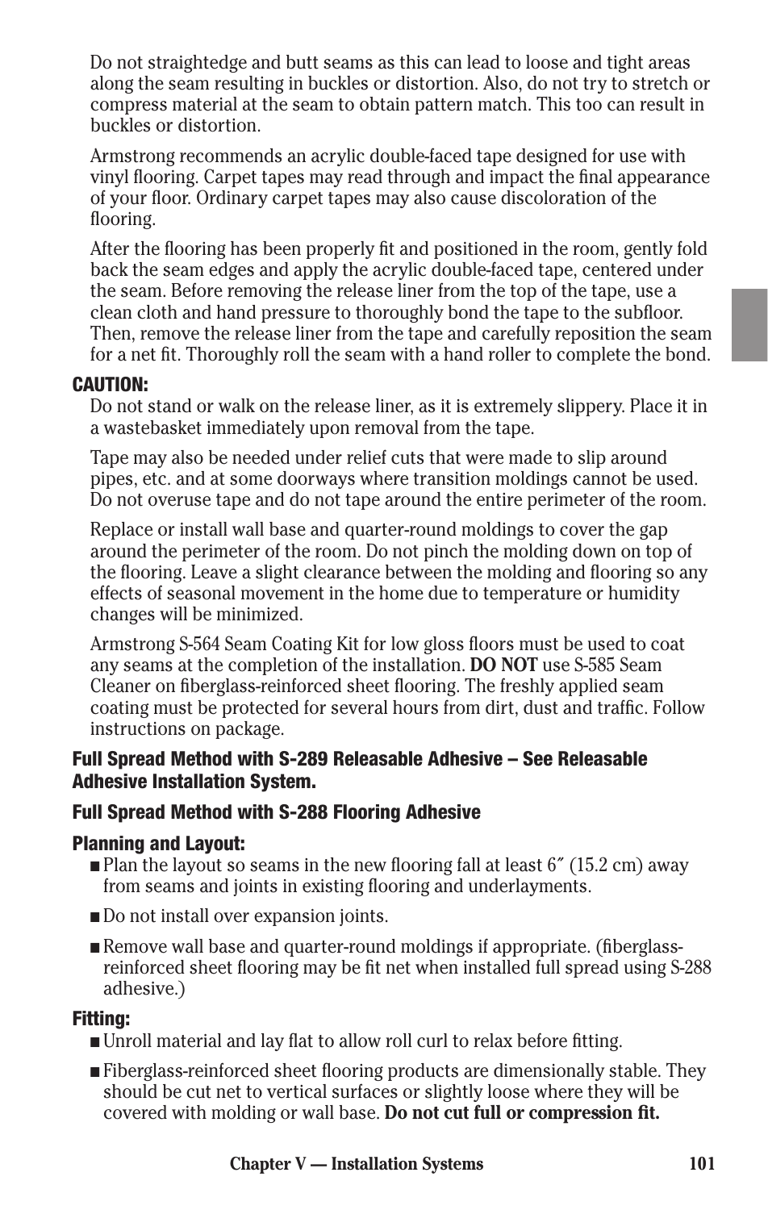Do not straightedge and butt seams as this can lead to loose and tight areas along the seam resulting in buckles or distortion. Also, do not try to stretch or compress material at the seam to obtain pattern match. This too can result in buckles or distortion.

Armstrong recommends an acrylic double-faced tape designed for use with vinyl flooring. Carpet tapes may read through and impact the final appearance of your floor. Ordinary carpet tapes may also cause discoloration of the flooring.

After the flooring has been properly fit and positioned in the room, gently fold back the seam edges and apply the acrylic double-faced tape, centered under the seam. Before removing the release liner from the top of the tape, use a clean cloth and hand pressure to thoroughly bond the tape to the subfloor. Then, remove the release liner from the tape and carefully reposition the seam for a net fit. Thoroughly roll the seam with a hand roller to complete the bond.

**CAUTION:**

Do not stand or walk on the release liner, as it is extremely slippery. Place it in a wastebasket immediately upon removal from the tape.

Tape may also be needed under relief cuts that were made to slip around pipes, etc. and at some doorways where transition moldings cannot be used. Do not overuse tape and do not tape around the entire perimeter of the room.

Replace or install wall base and quarter-round moldings to cover the gap around the perimeter of the room. Do not pinch the molding down on top of the flooring. Leave a slight clearance between the molding and flooring so any effects of seasonal movement in the home due to temperature or humidity changes will be minimized.

Armstrong S-564 Seam Coating Kit for low gloss floors must be used to coat any seams at the completion of the installation. **DO NOT** use S-585 Seam Cleaner on fiberglass-reinforced sheet flooring. The freshly applied seam coating must be protected for several hours from dirt, dust and traffic. Follow instructions on package.

### Full Spread Method with S-289 Releasable Adhesive – See Releasable Adhesive Installation System.

### Full Spread Method with S-288 Flooring Adhesive

#### Planning and Layout:

- Plan the layout so seams in the new flooring fall at least 6″ (15.2 cm) away from seams and joints in existing flooring and underlayments.
- Do not install over expansion joints.
- Remove wall base and quarter-round moldings if appropriate. (fiberglass-reinforced sheet flooring may be fit net when installed full spread using S-288 adhesive.)

#### Fitting:

- Unroll material and lay flat to allow roll curl to relax before fitting.
- Fiberglass-reinforced sheet flooring products are dimensionally stable. They should be cut net to vertical surfaces or slightly loose where they will be covered with molding or wall base. **Do not cut full or compression fit.**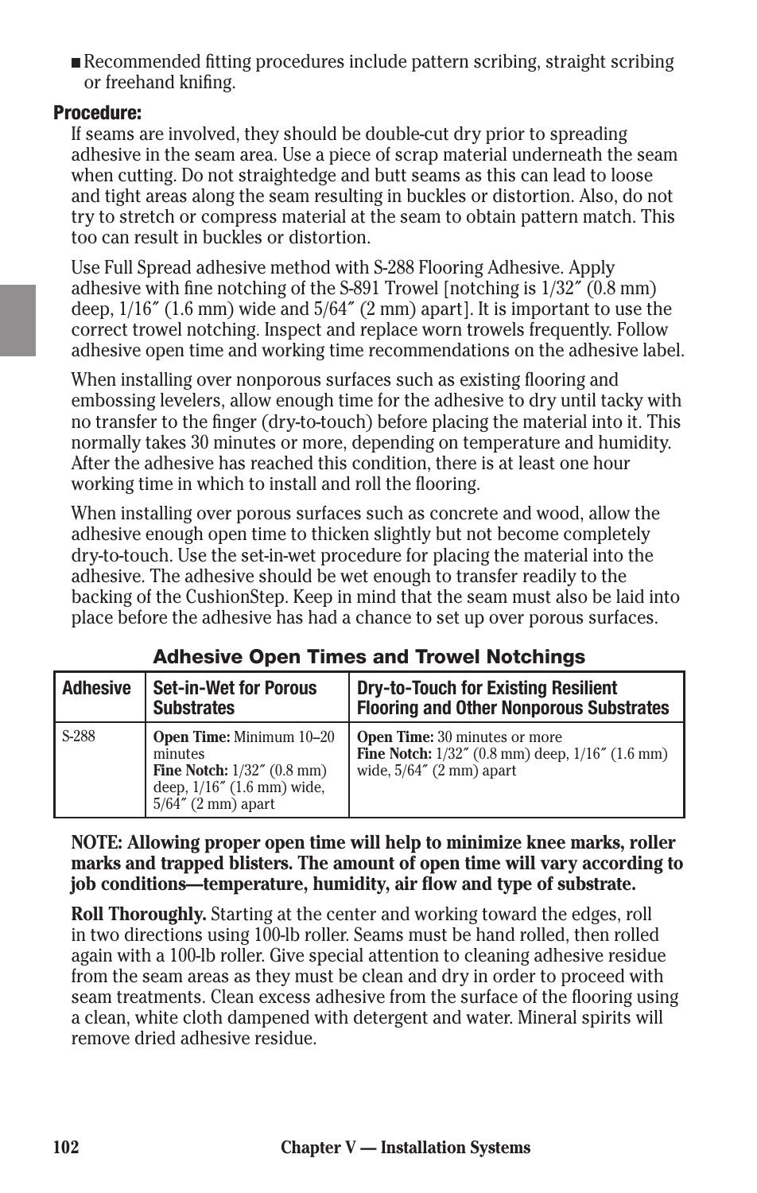- Recommended fitting procedures include pattern scribing, straight scribing or freehand knifing.

**Procedure:**

If seams are involved, they should be double-cut dry prior to spreading adhesive in the seam area. Use a piece of scrap material underneath the seam when cutting. Do not straightedge and butt seams as this can lead to loose and tight areas along the seam resulting in buckles or distortion. Also, do not try to stretch or compress material at the seam to obtain pattern match. This too can result in buckles or distortion.

Use Full Spread adhesive method with S-288 Flooring Adhesive. Apply adhesive with fine notching of the S-891 Trowel [notching is 1/32″ (0.8 mm) deep, 1/16″ (1.6 mm) wide and 5/64″ (2 mm) apart]. It is important to use the correct trowel notching. Inspect and replace worn trowels frequently. Follow adhesive open time and working time recommendations on the adhesive label.

When installing over nonporous surfaces such as existing flooring and embossing levelers, allow enough time for the adhesive to dry until tacky with no transfer to the finger (dry-to-touch) before placing the material into it. This normally takes 30 minutes or more, depending on temperature and humidity. After the adhesive has reached this condition, there is at least one hour working time in which to install and roll the flooring.

When installing over porous surfaces such as concrete and wood, allow the adhesive enough open time to thicken slightly but not become completely dry-to-touch. Use the set-in-wet procedure for placing the material into the adhesive. The adhesive should be wet enough to transfer readily to the backing of the CushionStep. Keep in mind that the seam must also be laid into place before the adhesive has had a chance to set up over porous surfaces.

**Adhesive Open Times and Trowel Notchings**

| Adhesive | Set-in-Wet for Porous Substrates | Dry-to-Touch for Existing Resilient Flooring and Other Nonporous Substrates |
|---|---|---|
| S-288 | **Open Time:** Minimum 10–20 minutes<br>**Fine Notch:** 1/32″ (0.8 mm) deep, 1/16″ (1.6 mm) wide, 5/64″ (2 mm) apart | **Open Time:** 30 minutes or more<br>**Fine Notch:** 1/32″ (0.8 mm) deep, 1/16″ (1.6 mm) wide, 5/64″ (2 mm) apart |

**NOTE: Allowing proper open time will help to minimize knee marks, roller marks and trapped blisters. The amount of open time will vary according to job conditions—temperature, humidity, air flow and type of substrate.**

**Roll Thoroughly.** Starting at the center and working toward the edges, roll in two directions using 100-lb roller. Seams must be hand rolled, then rolled again with a 100-lb roller. Give special attention to cleaning adhesive residue from the seam areas as they must be clean and dry in order to proceed with seam treatments. Clean excess adhesive from the surface of the flooring using a clean, white cloth dampened with detergent and water. Mineral spirits will remove dried adhesive residue.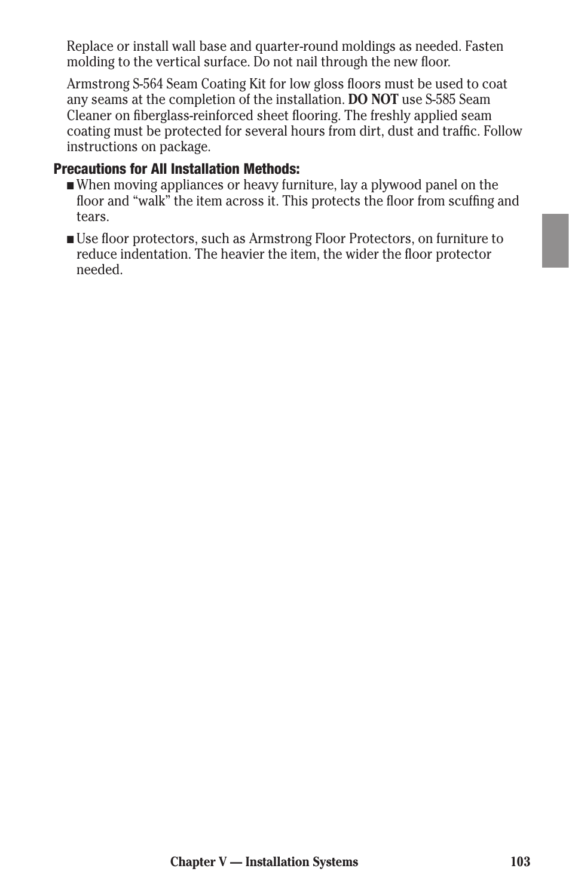Replace or install wall base and quarter-round moldings as needed. Fasten molding to the vertical surface. Do not nail through the new floor.

Armstrong S-564 Seam Coating Kit for low gloss floors must be used to coat any seams at the completion of the installation. **DO NOT** use S-585 Seam Cleaner on fiberglass-reinforced sheet flooring. The freshly applied seam coating must be protected for several hours from dirt, dust and traffic. Follow instructions on package.

**Precautions for All Installation Methods:**

- When moving appliances or heavy furniture, lay a plywood panel on the floor and "walk" the item across it. This protects the floor from scuffing and tears.
- Use floor protectors, such as Armstrong Floor Protectors, on furniture to reduce indentation. The heavier the item, the wider the floor protector needed.